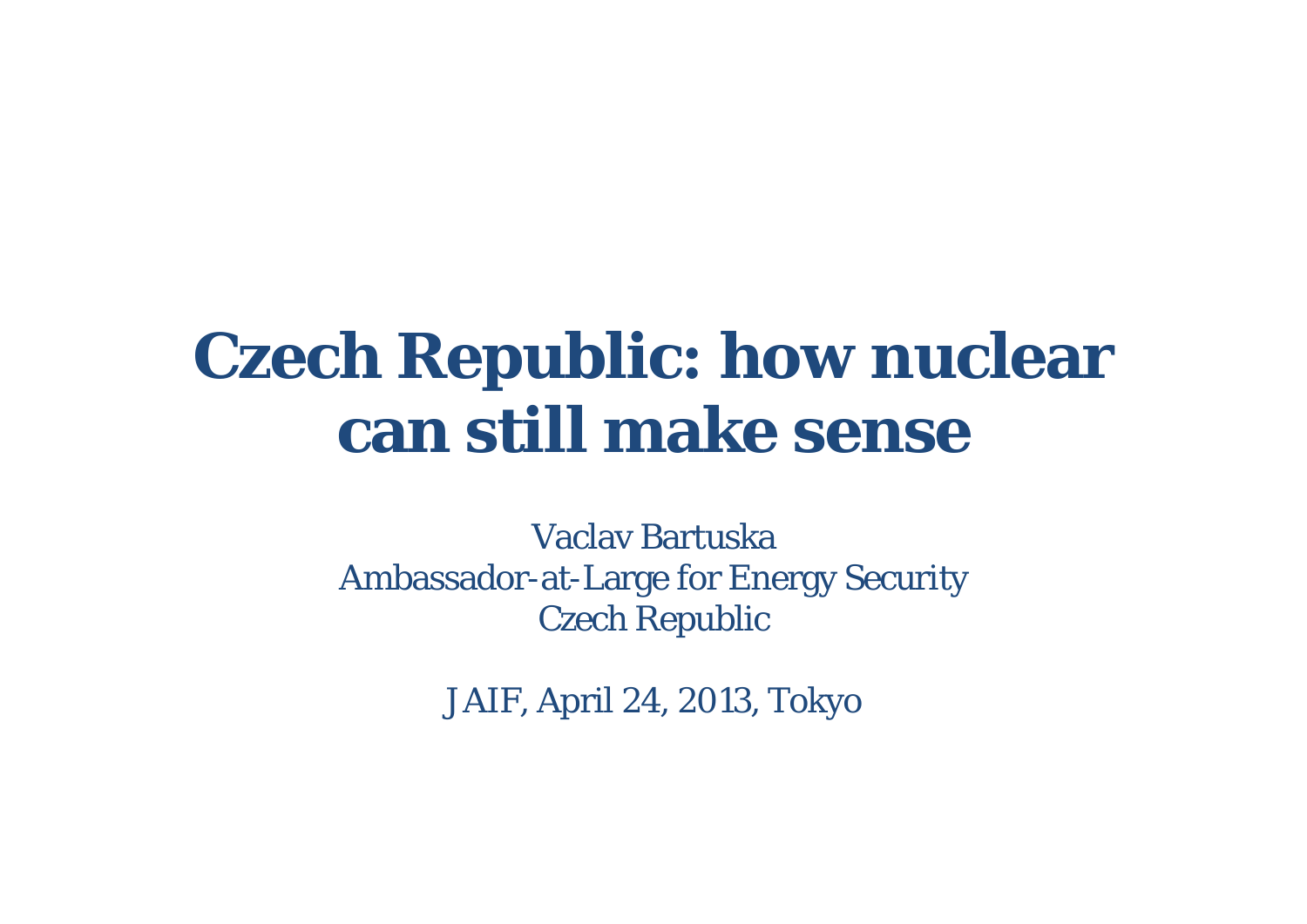# Czech Republic: how nuclear can still make sense

Vaclav Bartuska
Ambassador-at-Large for Energy Security
Czech Republic

JAIF, April 24, 2013, Tokyo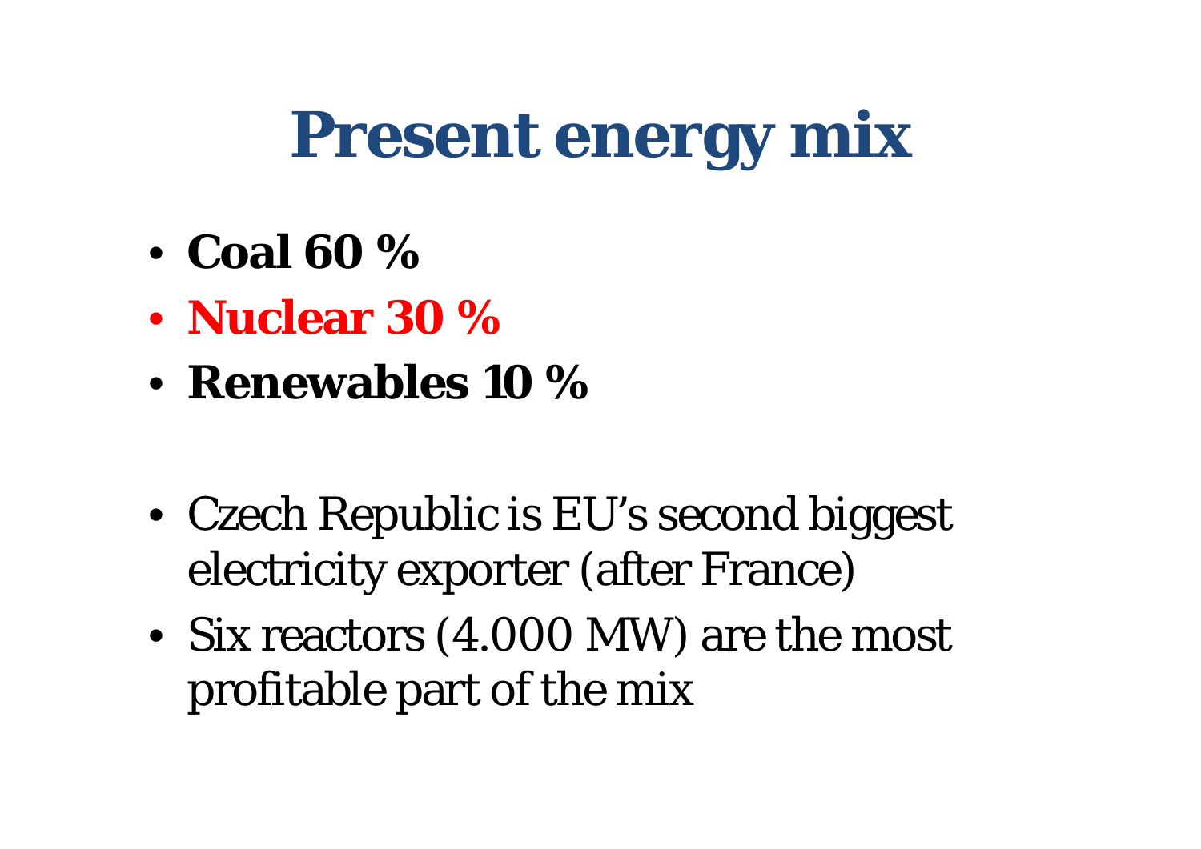# Present energy mix

- **Coal 60 %**
- **Nuclear 30 %**
- **Renewables 10 %**

- Czech Republic is EU's second biggest electricity exporter (after France)
- Six reactors (4.000 MW) are the most profitable part of the mix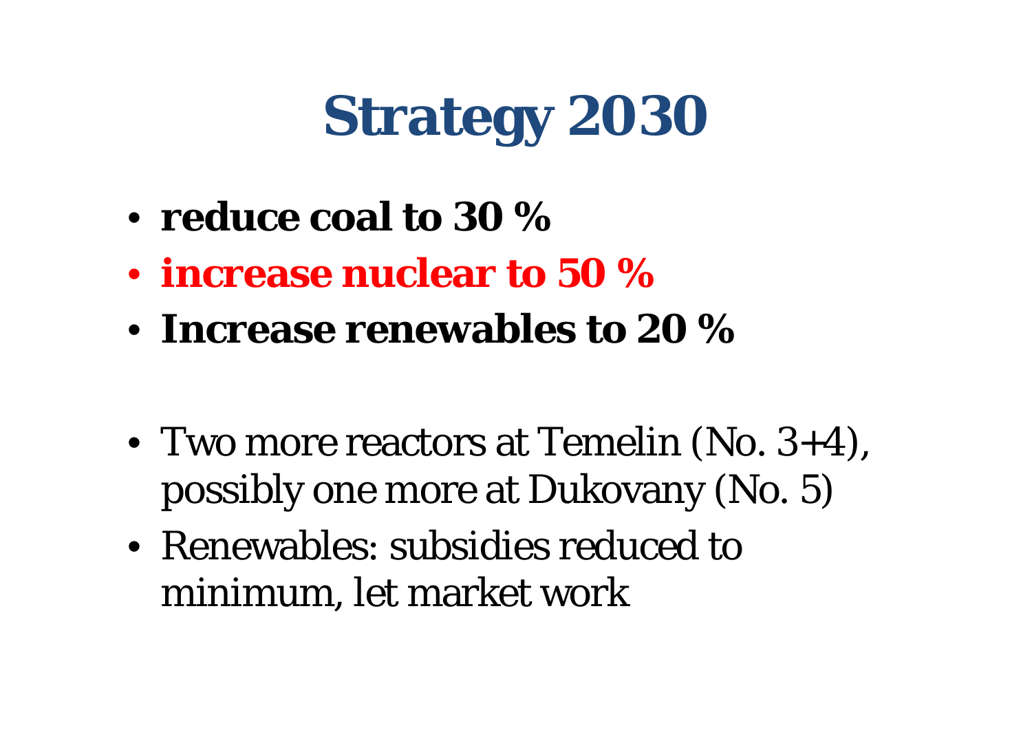# Strategy 2030

- **reduce coal to 30 %**
- **increase nuclear to 50 %**
- **Increase renewables to 20 %**

- Two more reactors at Temelin (No. 3+4), possibly one more at Dukovany (No. 5)
- Renewables: subsidies reduced to minimum, let market work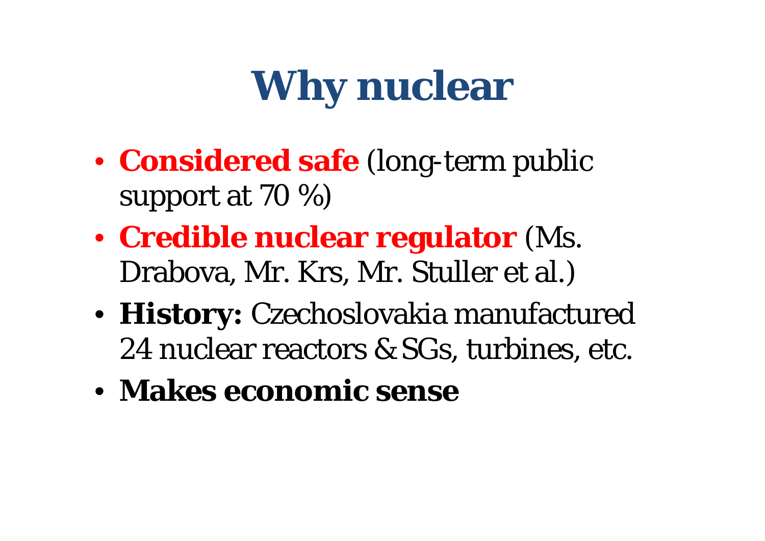# Why nuclear

- **Considered safe** (long-term public support at 70 %)
- **Credible nuclear regulator** (Ms. Drabova, Mr. Krs, Mr. Stuller et al.)
- **History:** Czechoslovakia manufactured 24 nuclear reactors & SGs, turbines, etc.
- **Makes economic sense**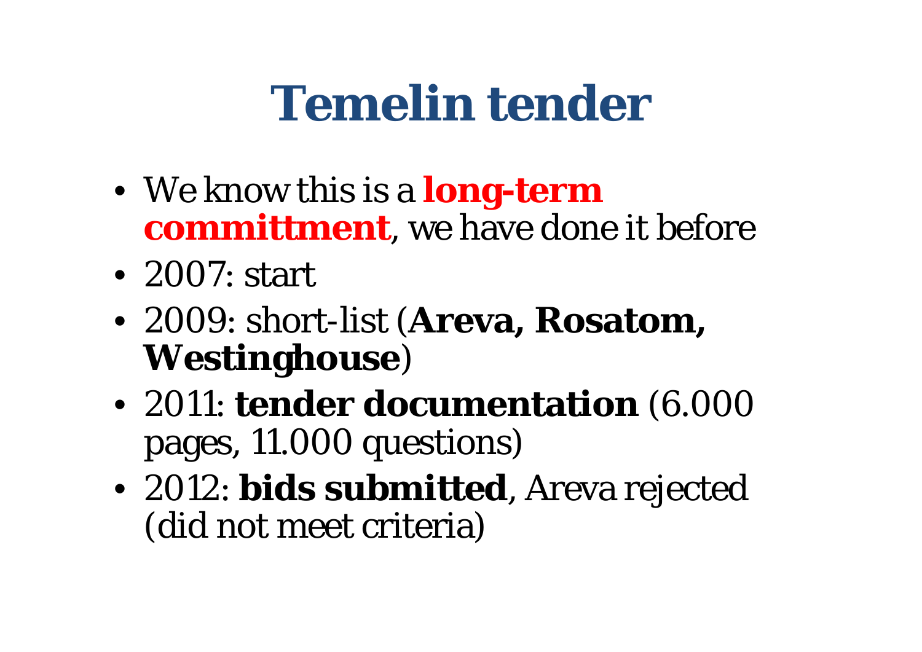# Temelin tender

- We know this is a **long-term committment**, we have done it before
- 2007: start
- 2009: short-list (**Areva, Rosatom, Westinghouse**)
- 2011: **tender documentation** (6.000 pages, 11.000 questions)
- 2012: **bids submitted**, Areva rejected (did not meet criteria)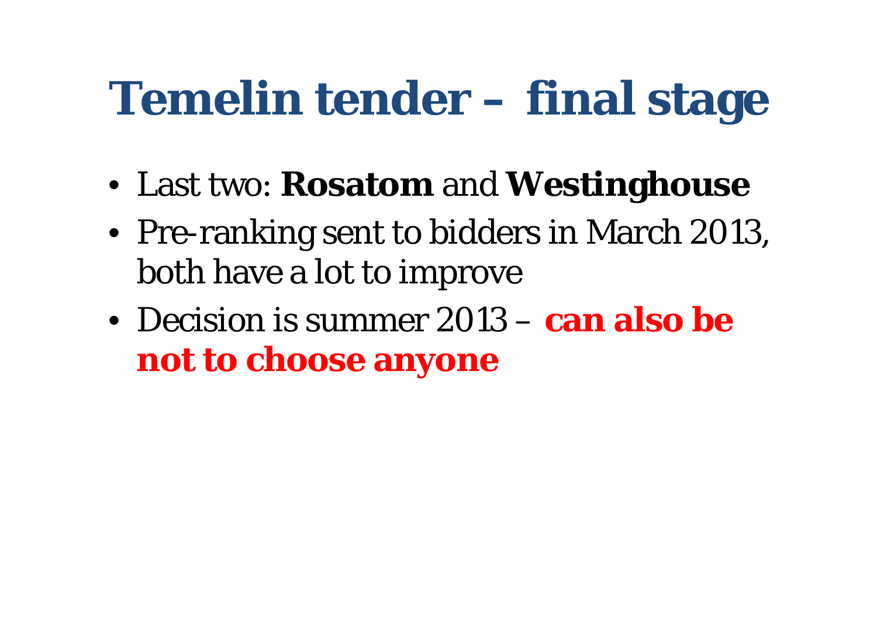# Temelin tender – final stage

- Last two: **Rosatom** and **Westinghouse**
- Pre-ranking sent to bidders in March 2013, both have a lot to improve
- Decision is summer 2013 – **can also be not to choose anyone**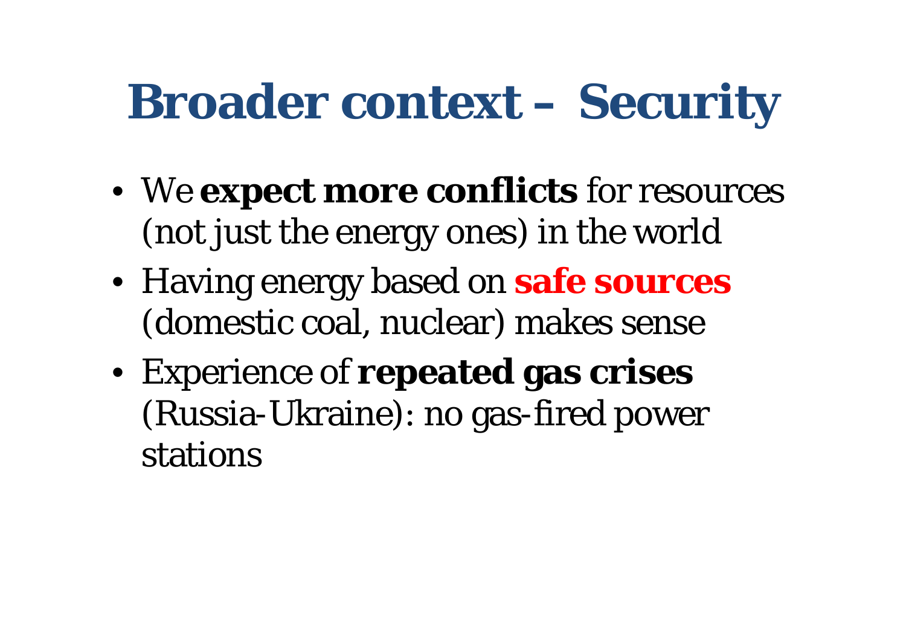# Broader context – Security

- We **expect more conflicts** for resources (not just the energy ones) in the world
- Having energy based on **safe sources** (domestic coal, nuclear) makes sense
- Experience of **repeated gas crises** (Russia-Ukraine): no gas-fired power stations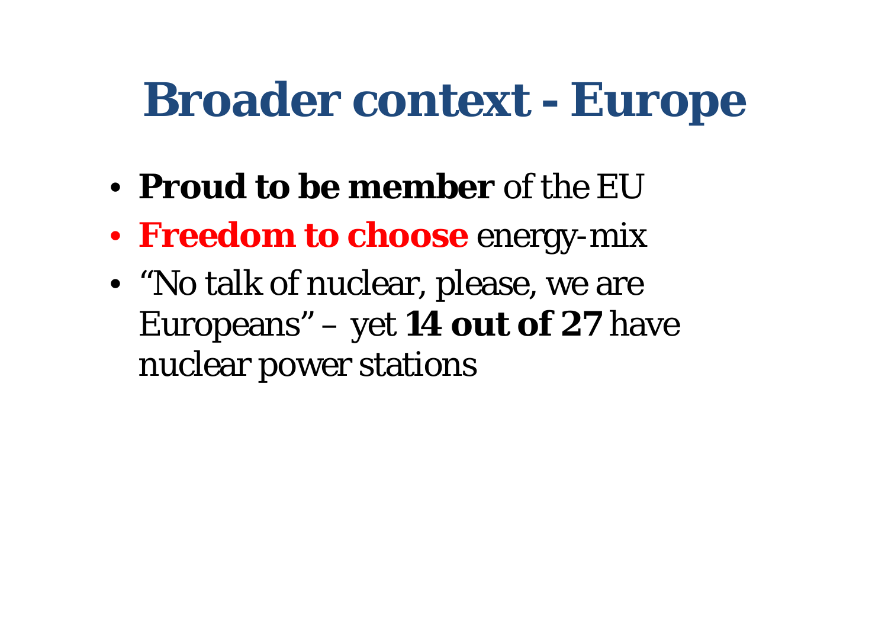# Broader context - Europe

- **Proud to be member** of the EU
- **Freedom to choose** energy-mix
- “No talk of nuclear, please, we are Europeans” – yet **14 out of 27** have nuclear power stations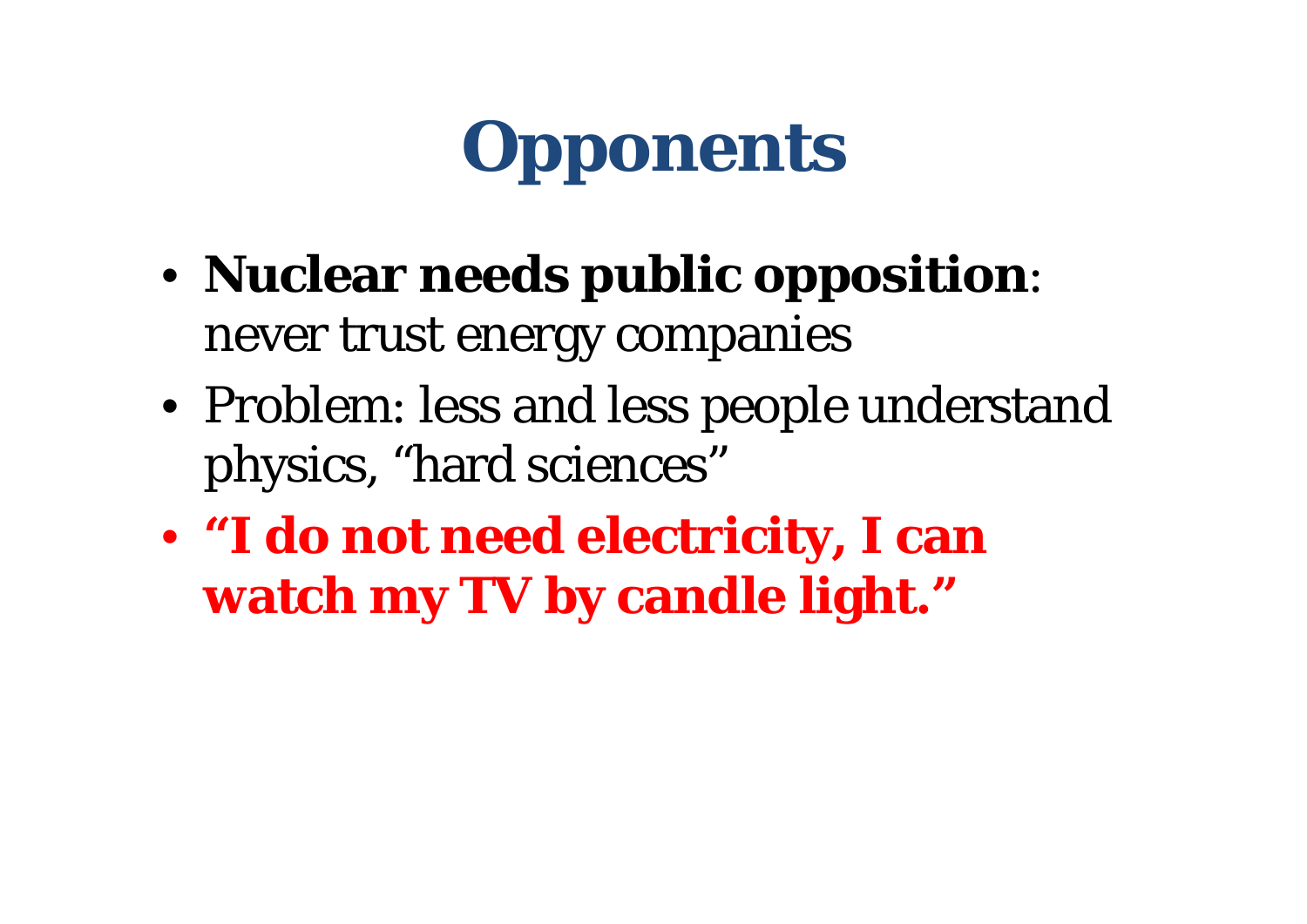# Opponents

- **Nuclear needs public opposition**: never trust energy companies
- Problem: less and less people understand physics, "hard sciences"
- **"I do not need electricity, I can watch my TV by candle light."**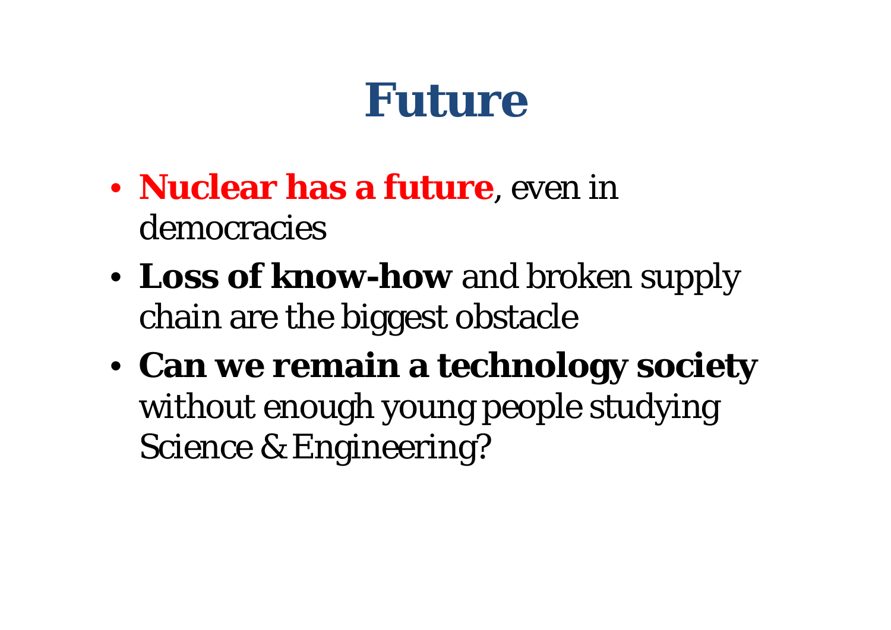# Future

- **Nuclear has a future**, even in democracies
- **Loss of know-how** and broken supply chain are the biggest obstacle
- **Can we remain a technology society** without enough young people studying Science & Engineering?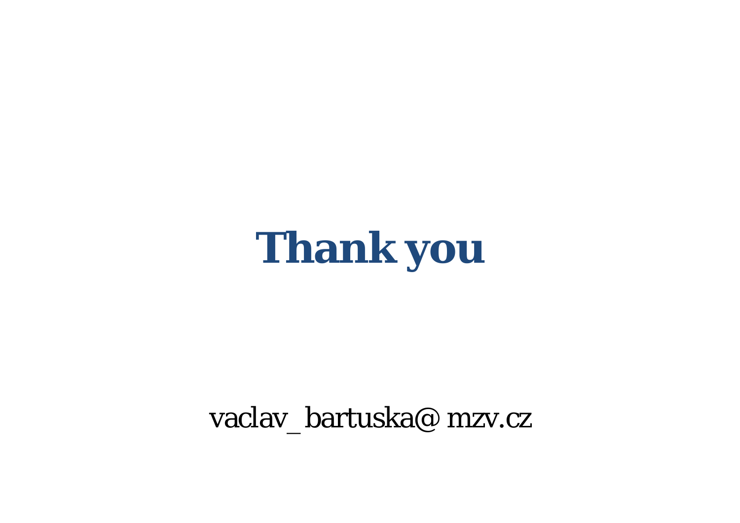# Thank you

vaclav_ bartuska@ mzv.cz